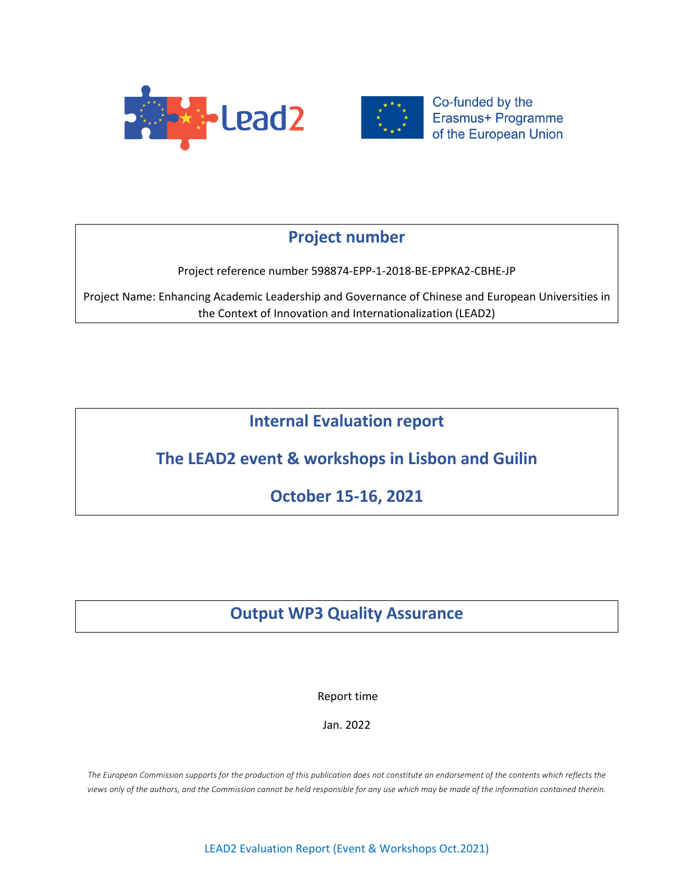Lead2

Co-funded by the Erasmus+ Programme of the European Union

## Project number

Project reference number 598874-EPP-1-2018-BE-EPPKA2-CBHE-JP

Project Name: Enhancing Academic Leadership and Governance of Chinese and European Universities in the Context of Innovation and Internationalization (LEAD2)

# Internal Evaluation report

## The LEAD2 event & workshops in Lisbon and Guilin

## October 15-16, 2021

## Output WP3 Quality Assurance

Report time

Jan. 2022

*The European Commission supports for the production of this publication does not constitute an endorsement of the contents which reflects the views only of the authors, and the Commission cannot be held responsible for any use which may be made of the information contained therein.*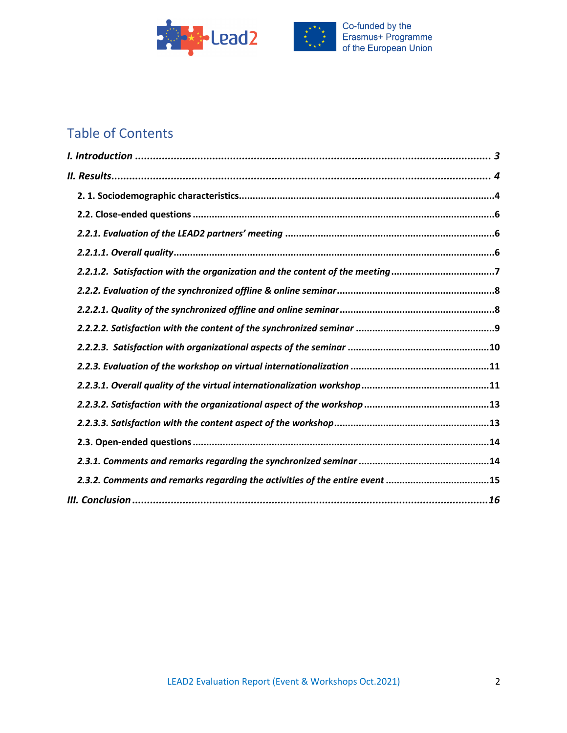# Table of Contents

*I. Introduction* ........................................................................................................... *3*

*II. Results* ................................................................................................................... *4*

**2. 1. Sociodemographic characteristics** ............................................................................. 4

**2.2. Close-ended questions** ............................................................................................ 6

***2.2.1. Evaluation of the LEAD2 partners' meeting*** ........................................................... 6

***2.2.1.1. Overall quality*** ................................................................................................ 6

***2.2.1.2. Satisfaction with the organization and the content of the meeting*** ........................ 7

***2.2.2. Evaluation of the synchronized offline & online seminar*** ......................................... 8

***2.2.2.1. Quality of the synchronized offline and online seminar*** ........................................ 8

***2.2.2.2. Satisfaction with the content of the synchronized seminar*** ..................................... 9

***2.2.2.3. Satisfaction with organizational aspects of the seminar*** ....................................... 10

***2.2.3. Evaluation of the workshop on virtual internationalization*** ................................... 11

***2.2.3.1. Overall quality of the virtual internationalization workshop*** ................................. 11

***2.2.3.2. Satisfaction with the organizational aspect of the workshop*** ............................... 13

***2.2.3.3. Satisfaction with the content aspect of the workshop*** .......................................... 13

**2.3. Open-ended questions** .......................................................................................... 14

***2.3.1. Comments and remarks regarding the synchronized seminar*** ................................ 14

***2.3.2. Comments and remarks regarding the activities of the entire event*** ...................... 15

***III. Conclusion*** ........................................................................................................... ***16***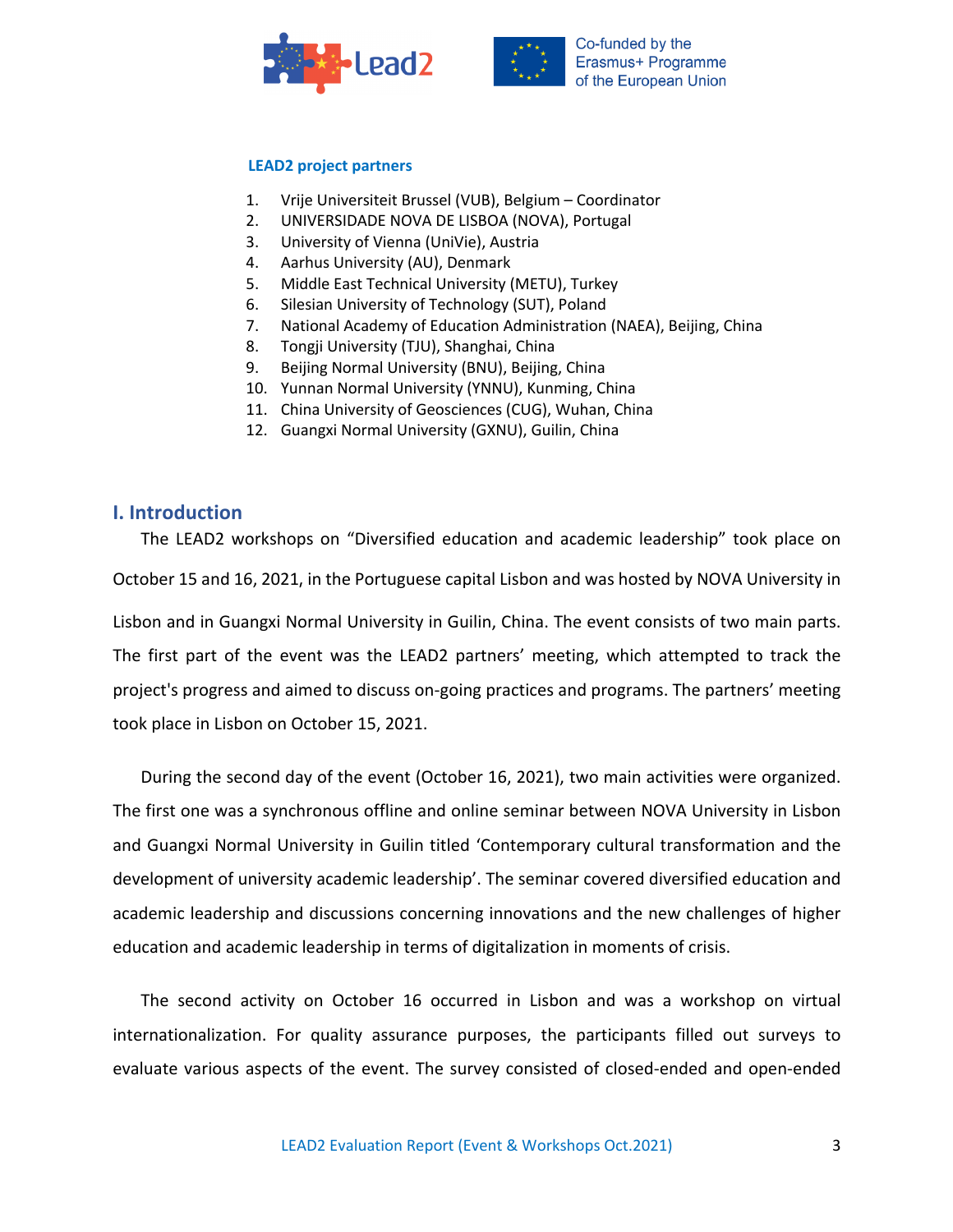**LEAD2 project partners**

1. Vrije Universiteit Brussel (VUB), Belgium – Coordinator
2. UNIVERSIDADE NOVA DE LISBOA (NOVA), Portugal
3. University of Vienna (UniVie), Austria
4. Aarhus University (AU), Denmark
5. Middle East Technical University (METU), Turkey
6. Silesian University of Technology (SUT), Poland
7. National Academy of Education Administration (NAEA), Beijing, China
8. Tongji University (TJU), Shanghai, China
9. Beijing Normal University (BNU), Beijing, China
10. Yunnan Normal University (YNNU), Kunming, China
11. China University of Geosciences (CUG), Wuhan, China
12. Guangxi Normal University (GXNU), Guilin, China

## I. Introduction

The LEAD2 workshops on "Diversified education and academic leadership" took place on October 15 and 16, 2021, in the Portuguese capital Lisbon and was hosted by NOVA University in Lisbon and in Guangxi Normal University in Guilin, China. The event consists of two main parts. The first part of the event was the LEAD2 partners' meeting, which attempted to track the project's progress and aimed to discuss on-going practices and programs. The partners' meeting took place in Lisbon on October 15, 2021.

During the second day of the event (October 16, 2021), two main activities were organized. The first one was a synchronous offline and online seminar between NOVA University in Lisbon and Guangxi Normal University in Guilin titled 'Contemporary cultural transformation and the development of university academic leadership'. The seminar covered diversified education and academic leadership and discussions concerning innovations and the new challenges of higher education and academic leadership in terms of digitalization in moments of crisis.

The second activity on October 16 occurred in Lisbon and was a workshop on virtual internationalization. For quality assurance purposes, the participants filled out surveys to evaluate various aspects of the event. The survey consisted of closed-ended and open-ended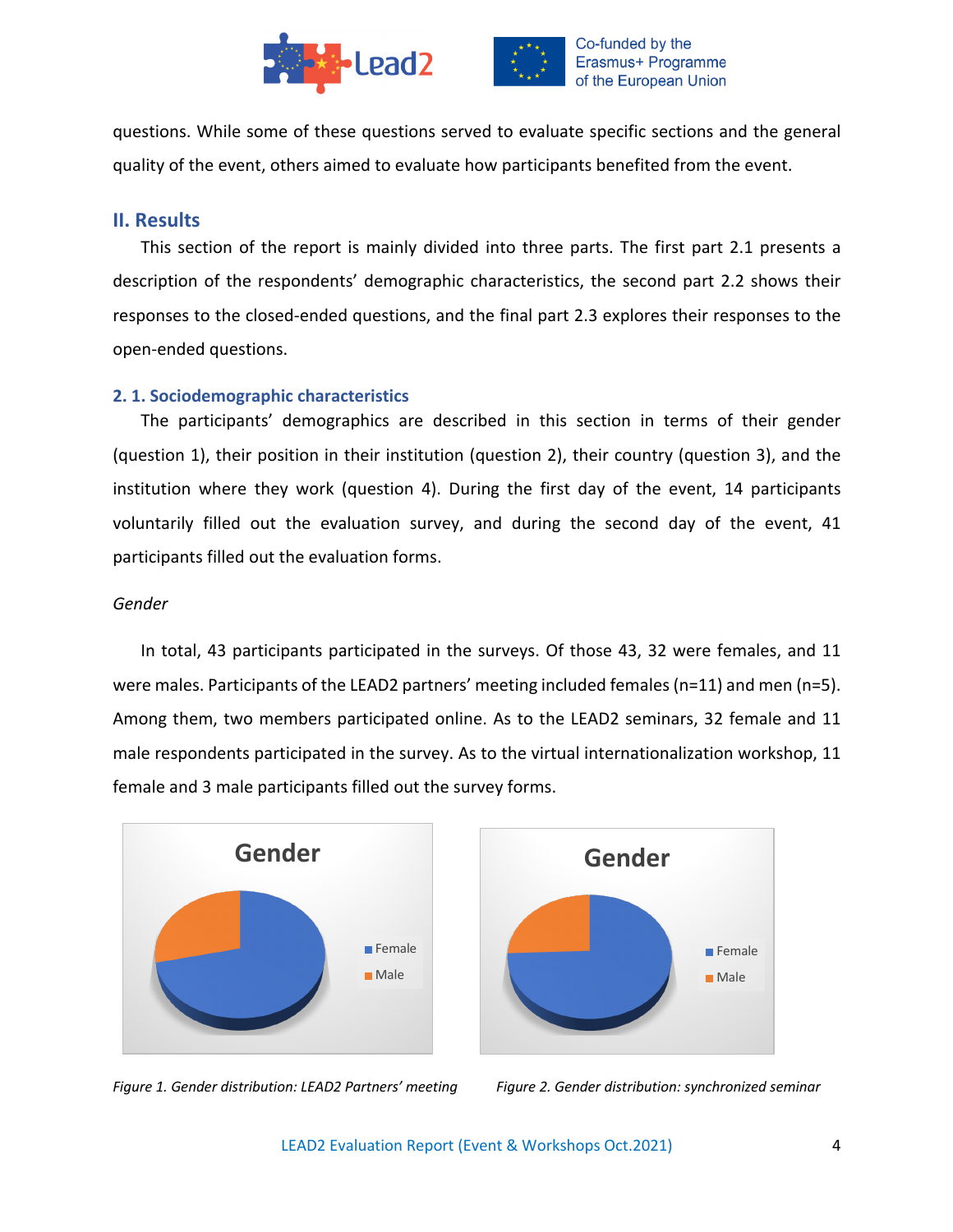questions. While some of these questions served to evaluate specific sections and the general quality of the event, others aimed to evaluate how participants benefited from the event.

## II. Results

This section of the report is mainly divided into three parts. The first part 2.1 presents a description of the respondents' demographic characteristics, the second part 2.2 shows their responses to the closed-ended questions, and the final part 2.3 explores their responses to the open-ended questions.

### 2. 1. Sociodemographic characteristics

The participants' demographics are described in this section in terms of their gender (question 1), their position in their institution (question 2), their country (question 3), and the institution where they work (question 4). During the first day of the event, 14 participants voluntarily filled out the evaluation survey, and during the second day of the event, 41 participants filled out the evaluation forms.

*Gender*

In total, 43 participants participated in the surveys. Of those 43, 32 were females, and 11 were males. Participants of the LEAD2 partners' meeting included females (n=11) and men (n=5). Among them, two members participated online. As to the LEAD2 seminars, 32 female and 11 male respondents participated in the survey. As to the virtual internationalization workshop, 11 female and 3 male participants filled out the survey forms.

Gender

Female
Male

*Figure 1. Gender distribution: LEAD2 Partners' meeting*

Gender

Female
Male

*Figure 2. Gender distribution: synchronized seminar*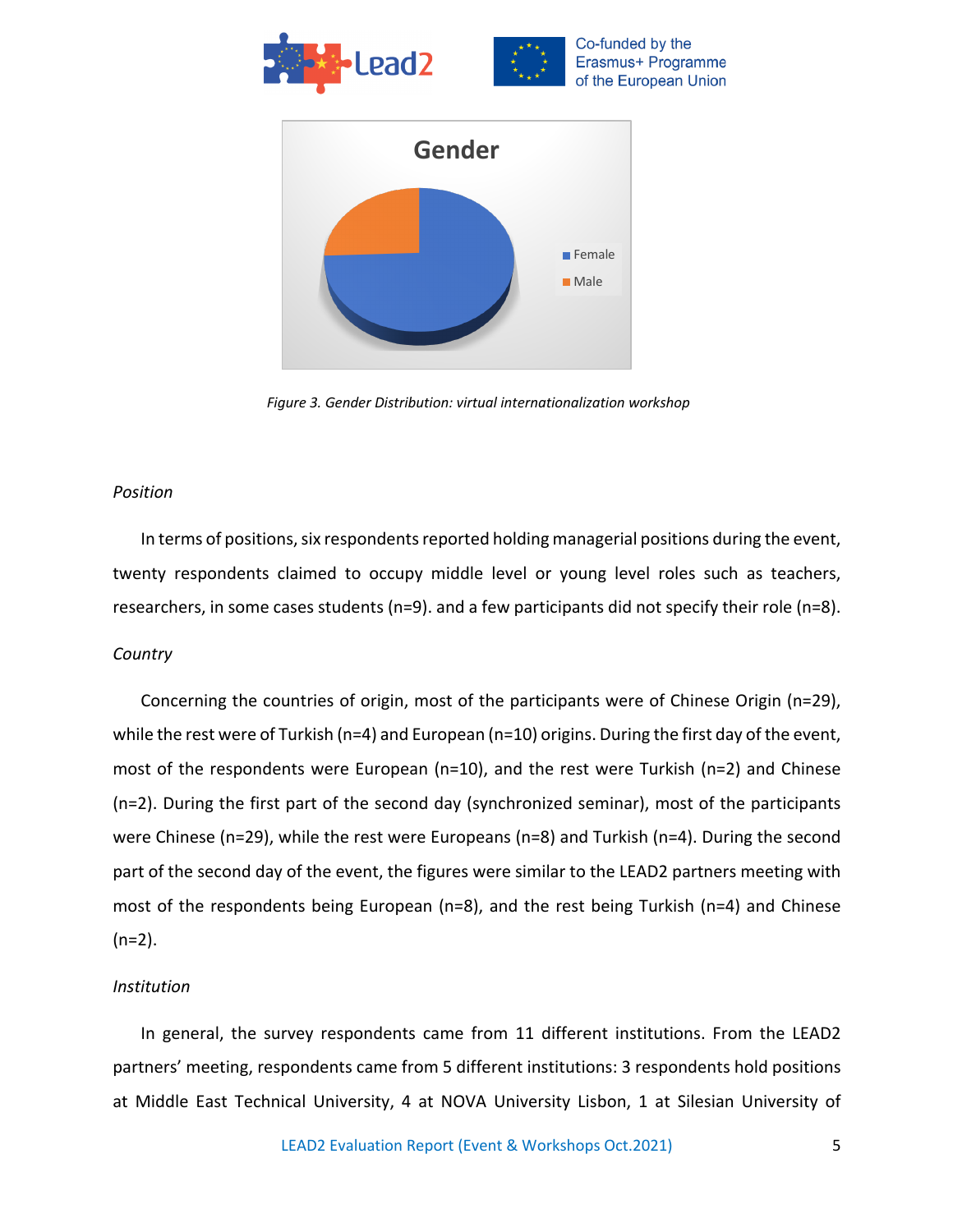Figure 3. Gender Distribution: virtual internationalization workshop

*Position*

In terms of positions, six respondents reported holding managerial positions during the event, twenty respondents claimed to occupy middle level or young level roles such as teachers, researchers, in some cases students (n=9). and a few participants did not specify their role (n=8).

*Country*

Concerning the countries of origin, most of the participants were of Chinese Origin (n=29), while the rest were of Turkish (n=4) and European (n=10) origins. During the first day of the event, most of the respondents were European (n=10), and the rest were Turkish (n=2) and Chinese (n=2). During the first part of the second day (synchronized seminar), most of the participants were Chinese (n=29), while the rest were Europeans (n=8) and Turkish (n=4). During the second part of the second day of the event, the figures were similar to the LEAD2 partners meeting with most of the respondents being European (n=8), and the rest being Turkish (n=4) and Chinese (n=2).

*Institution*

In general, the survey respondents came from 11 different institutions. From the LEAD2 partners' meeting, respondents came from 5 different institutions: 3 respondents hold positions at Middle East Technical University, 4 at NOVA University Lisbon, 1 at Silesian University of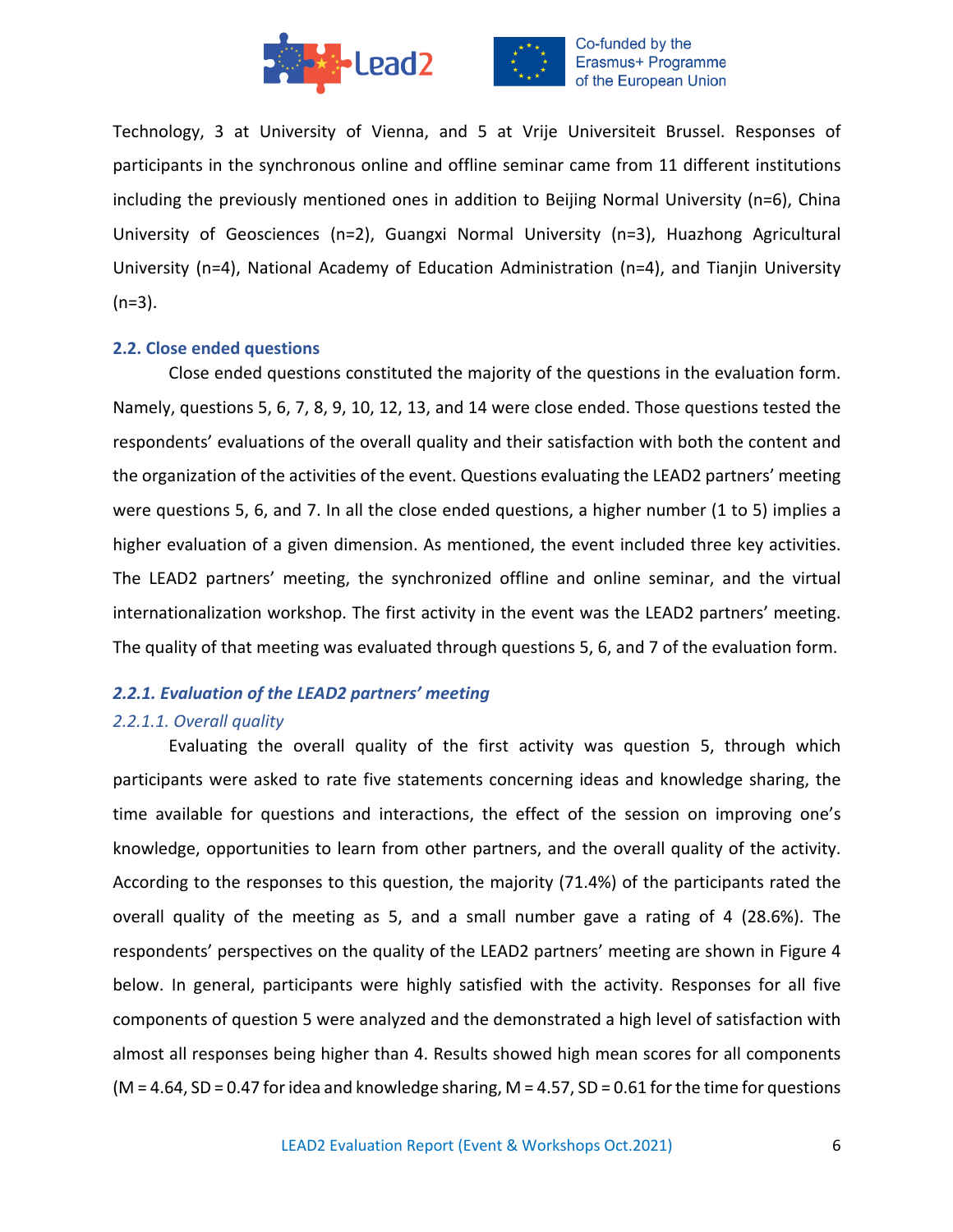Technology, 3 at University of Vienna, and 5 at Vrije Universiteit Brussel. Responses of participants in the synchronous online and offline seminar came from 11 different institutions including the previously mentioned ones in addition to Beijing Normal University (n=6), China University of Geosciences (n=2), Guangxi Normal University (n=3), Huazhong Agricultural University (n=4), National Academy of Education Administration (n=4), and Tianjin University (n=3).

### 2.2. Close ended questions

Close ended questions constituted the majority of the questions in the evaluation form. Namely, questions 5, 6, 7, 8, 9, 10, 12, 13, and 14 were close ended. Those questions tested the respondents' evaluations of the overall quality and their satisfaction with both the content and the organization of the activities of the event. Questions evaluating the LEAD2 partners' meeting were questions 5, 6, and 7. In all the close ended questions, a higher number (1 to 5) implies a higher evaluation of a given dimension. As mentioned, the event included three key activities. The LEAD2 partners' meeting, the synchronized offline and online seminar, and the virtual internationalization workshop. The first activity in the event was the LEAD2 partners' meeting. The quality of that meeting was evaluated through questions 5, 6, and 7 of the evaluation form.

#### *2.2.1. Evaluation of the LEAD2 partners' meeting*

##### *2.2.1.1. Overall quality*

Evaluating the overall quality of the first activity was question 5, through which participants were asked to rate five statements concerning ideas and knowledge sharing, the time available for questions and interactions, the effect of the session on improving one's knowledge, opportunities to learn from other partners, and the overall quality of the activity. According to the responses to this question, the majority (71.4%) of the participants rated the overall quality of the meeting as 5, and a small number gave a rating of 4 (28.6%). The respondents' perspectives on the quality of the LEAD2 partners' meeting are shown in Figure 4 below. In general, participants were highly satisfied with the activity. Responses for all five components of question 5 were analyzed and the demonstrated a high level of satisfaction with almost all responses being higher than 4. Results showed high mean scores for all components ($M = 4.64$, $SD = 0.47$ for idea and knowledge sharing, $M = 4.57$, $SD = 0.61$ for the time for questions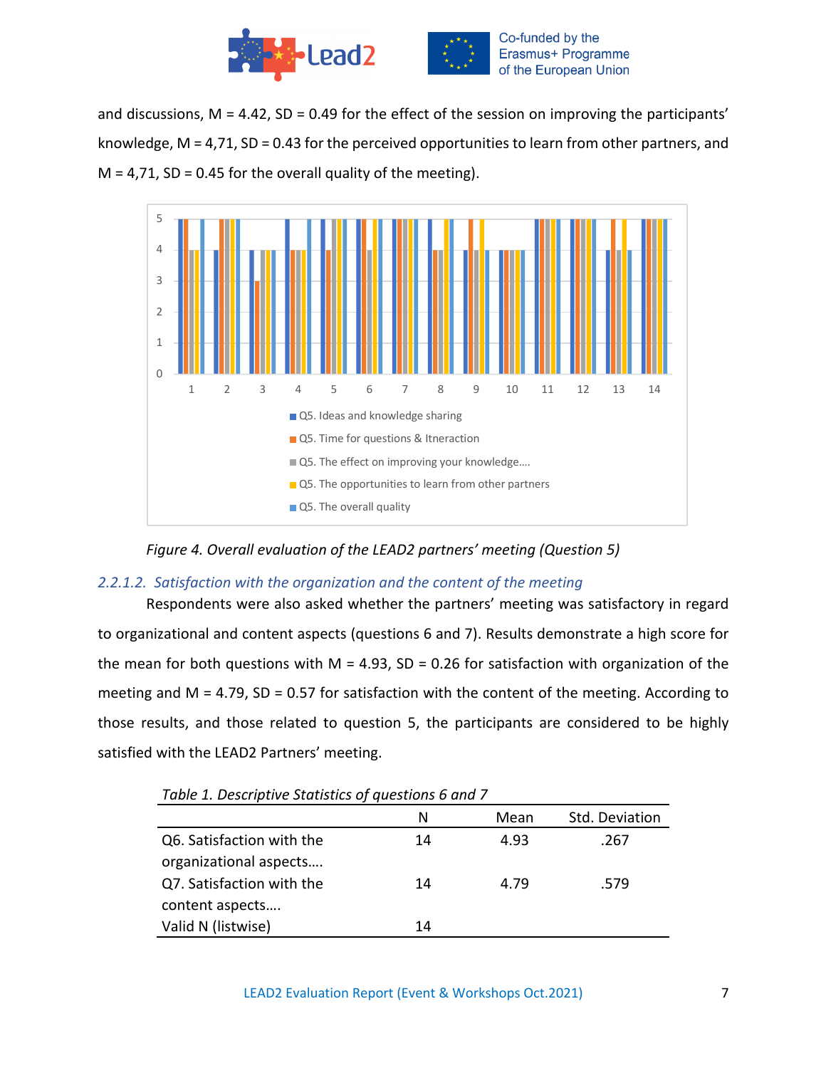and discussions, M = 4.42, SD = 0.49 for the effect of the session on improving the participants' knowledge, M = 4,71, SD = 0.43 for the perceived opportunities to learn from other partners, and M = 4,71, SD = 0.45 for the overall quality of the meeting).

*Figure 4. Overall evaluation of the LEAD2 partners' meeting (Question 5)*

#### *2.2.1.2. Satisfaction with the organization and the content of the meeting*

Respondents were also asked whether the partners' meeting was satisfactory in regard to organizational and content aspects (questions 6 and 7). Results demonstrate a high score for the mean for both questions with M = 4.93, SD = 0.26 for satisfaction with organization of the meeting and M = 4.79, SD = 0.57 for satisfaction with the content of the meeting. According to those results, and those related to question 5, the participants are considered to be highly satisfied with the LEAD2 Partners' meeting.

*Table 1. Descriptive Statistics of questions 6 and 7*

| | N | Mean | Std. Deviation |
|---|---|---|---|
| Q6. Satisfaction with the organizational aspects…. | 14 | 4.93 | .267 |
| Q7. Satisfaction with the content aspects…. | 14 | 4.79 | .579 |
| Valid N (listwise) | 14 | | |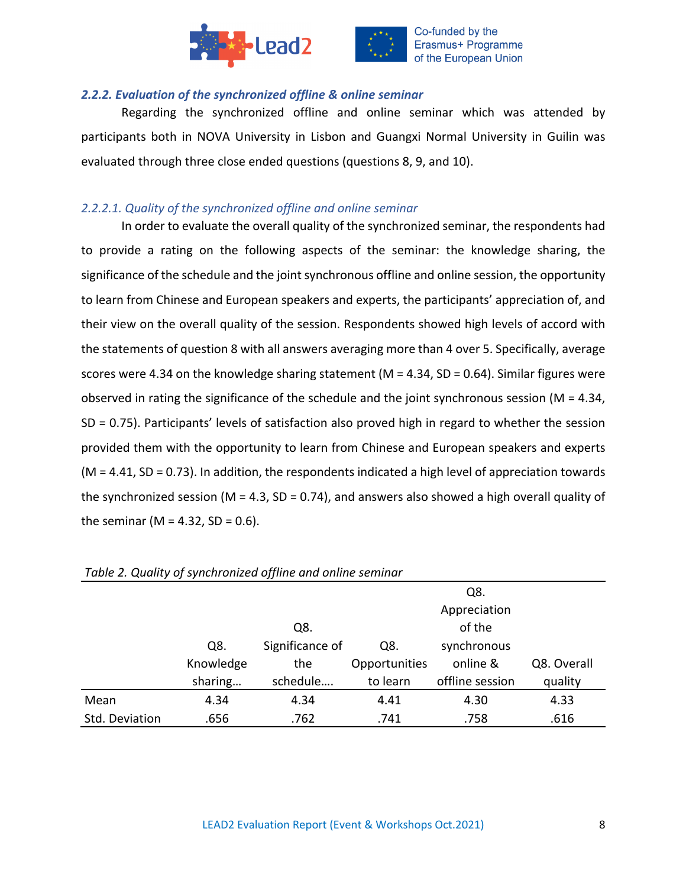#### *2.2.2. Evaluation of the synchronized offline & online seminar*

Regarding the synchronized offline and online seminar which was attended by participants both in NOVA University in Lisbon and Guangxi Normal University in Guilin was evaluated through three close ended questions (questions 8, 9, and 10).

##### *2.2.2.1. Quality of the synchronized offline and online seminar*

In order to evaluate the overall quality of the synchronized seminar, the respondents had to provide a rating on the following aspects of the seminar: the knowledge sharing, the significance of the schedule and the joint synchronous offline and online session, the opportunity to learn from Chinese and European speakers and experts, the participants' appreciation of, and their view on the overall quality of the session. Respondents showed high levels of accord with the statements of question 8 with all answers averaging more than 4 over 5. Specifically, average scores were 4.34 on the knowledge sharing statement (M = 4.34, SD = 0.64). Similar figures were observed in rating the significance of the schedule and the joint synchronous session (M = 4.34, SD = 0.75). Participants' levels of satisfaction also proved high in regard to whether the session provided them with the opportunity to learn from Chinese and European speakers and experts (M = 4.41, SD = 0.73). In addition, the respondents indicated a high level of appreciation towards the synchronized session (M = 4.3, SD = 0.74), and answers also showed a high overall quality of the seminar (M = 4.32, SD = 0.6).

*Table 2. Quality of synchronized offline and online seminar*

| | Q8. Knowledge sharing… | Q8. Significance of the schedule…. | Q8. Opportunities to learn | Q8. Appreciation of the synchronous online & offline session | Q8. Overall quality |
|---|---|---|---|---|---|
| Mean | 4.34 | 4.34 | 4.41 | 4.30 | 4.33 |
| Std. Deviation | .656 | .762 | .741 | .758 | .616 |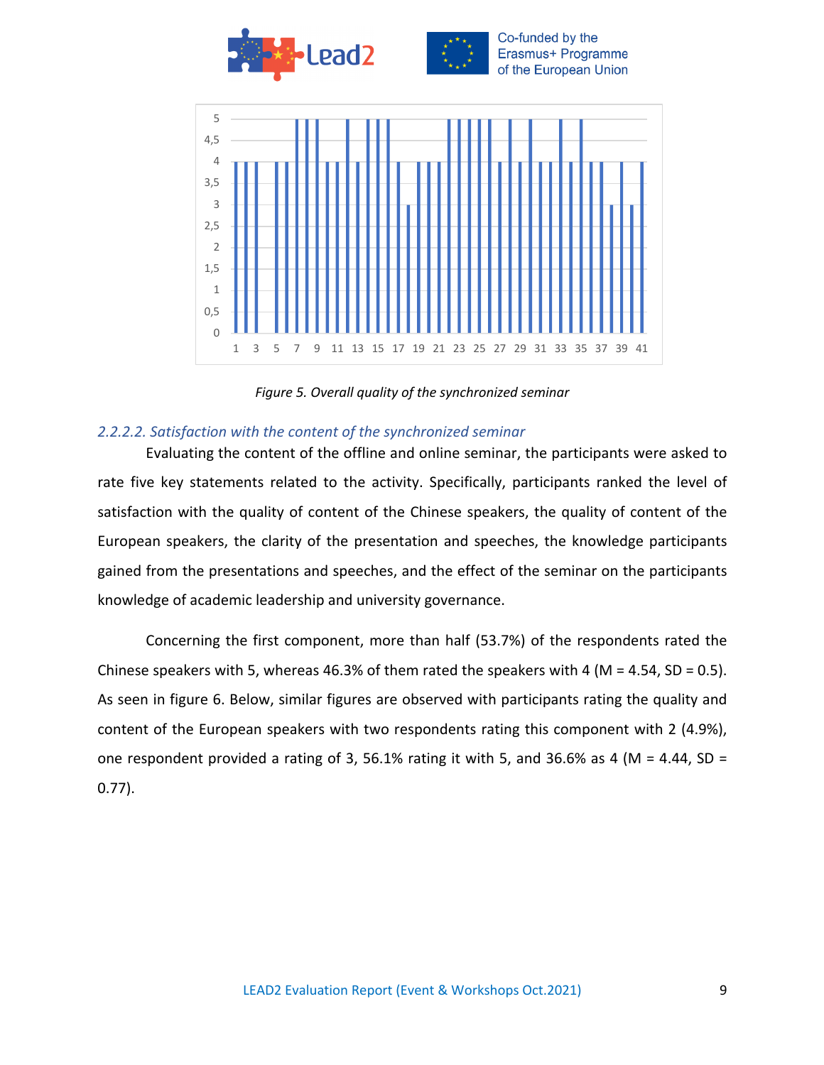Figure 5. Overall quality of the synchronized seminar

### *2.2.2.2. Satisfaction with the content of the synchronized seminar*

Evaluating the content of the offline and online seminar, the participants were asked to rate five key statements related to the activity. Specifically, participants ranked the level of satisfaction with the quality of content of the Chinese speakers, the quality of content of the European speakers, the clarity of the presentation and speeches, the knowledge participants gained from the presentations and speeches, and the effect of the seminar on the participants knowledge of academic leadership and university governance.

Concerning the first component, more than half (53.7%) of the respondents rated the Chinese speakers with 5, whereas 46.3% of them rated the speakers with 4 (M = 4.54, SD = 0.5). As seen in figure 6. Below, similar figures are observed with participants rating the quality and content of the European speakers with two respondents rating this component with 2 (4.9%), one respondent provided a rating of 3, 56.1% rating it with 5, and 36.6% as 4 (M = 4.44, SD = 0.77).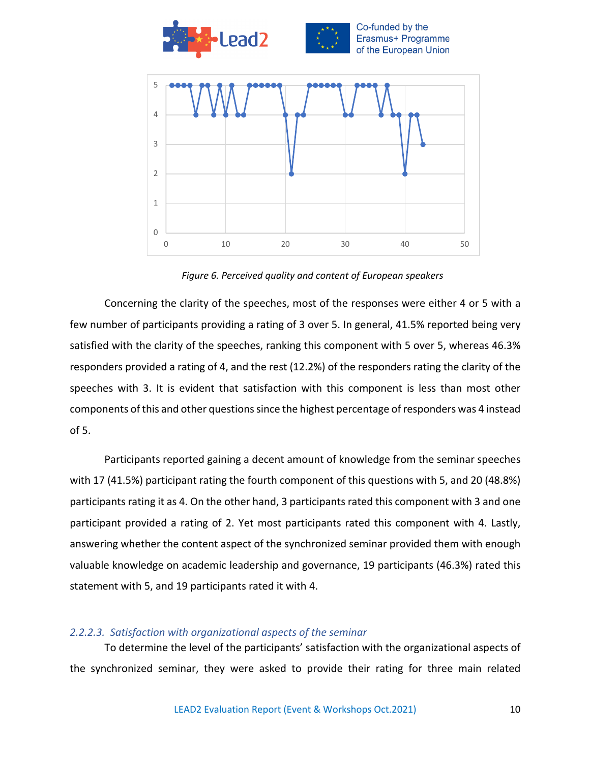Figure 6. Perceived quality and content of European speakers

Concerning the clarity of the speeches, most of the responses were either 4 or 5 with a few number of participants providing a rating of 3 over 5. In general, 41.5% reported being very satisfied with the clarity of the speeches, ranking this component with 5 over 5, whereas 46.3% responders provided a rating of 4, and the rest (12.2%) of the responders rating the clarity of the speeches with 3. It is evident that satisfaction with this component is less than most other components of this and other questions since the highest percentage of responders was 4 instead of 5.

Participants reported gaining a decent amount of knowledge from the seminar speeches with 17 (41.5%) participant rating the fourth component of this questions with 5, and 20 (48.8%) participants rating it as 4. On the other hand, 3 participants rated this component with 3 and one participant provided a rating of 2. Yet most participants rated this component with 4. Lastly, answering whether the content aspect of the synchronized seminar provided them with enough valuable knowledge on academic leadership and governance, 19 participants (46.3%) rated this statement with 5, and 19 participants rated it with 4.

#### *2.2.2.3. Satisfaction with organizational aspects of the seminar*

To determine the level of the participants' satisfaction with the organizational aspects of the synchronized seminar, they were asked to provide their rating for three main related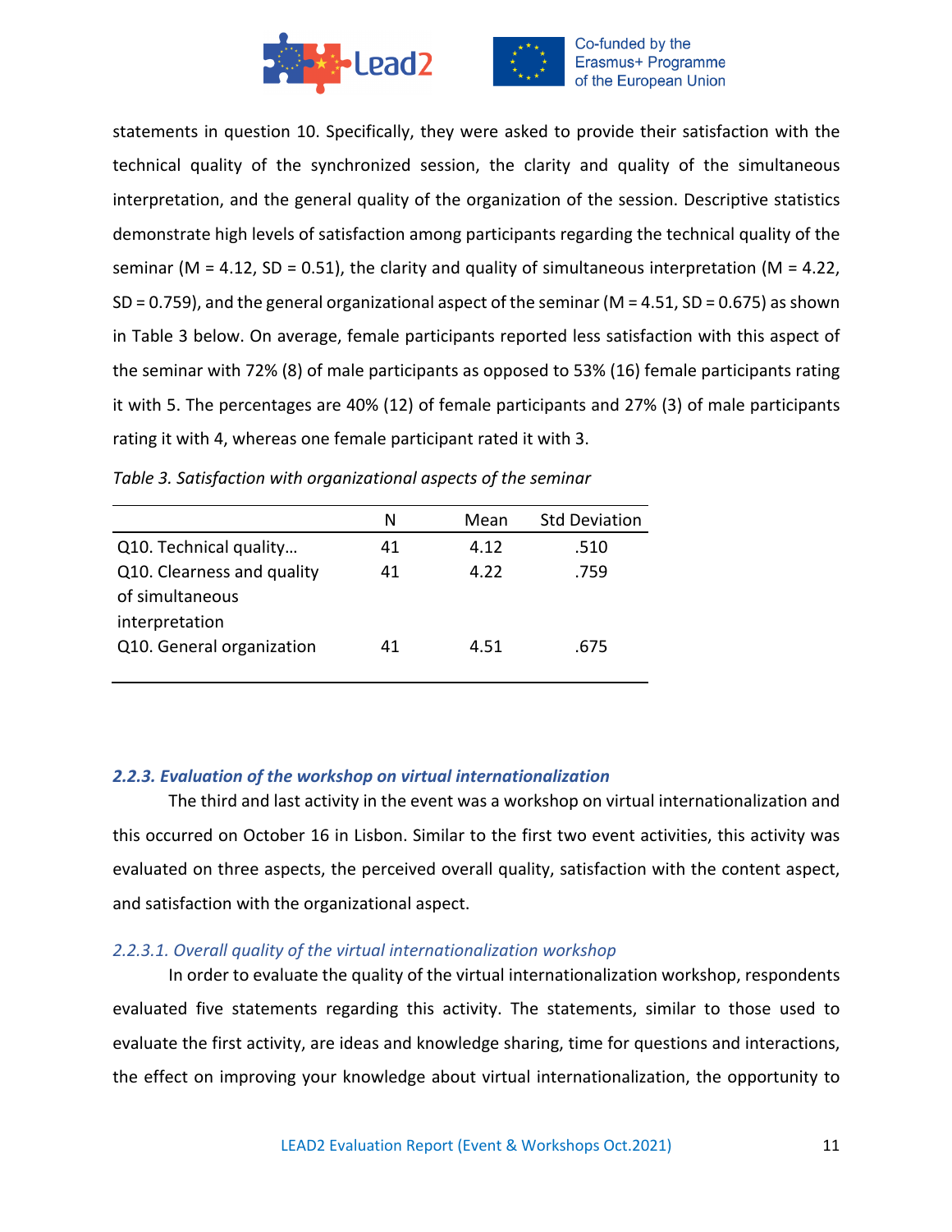statements in question 10. Specifically, they were asked to provide their satisfaction with the technical quality of the synchronized session, the clarity and quality of the simultaneous interpretation, and the general quality of the organization of the session. Descriptive statistics demonstrate high levels of satisfaction among participants regarding the technical quality of the seminar (M = 4.12, SD = 0.51), the clarity and quality of simultaneous interpretation (M = 4.22, SD = 0.759), and the general organizational aspect of the seminar (M = 4.51, SD = 0.675) as shown in Table 3 below. On average, female participants reported less satisfaction with this aspect of the seminar with 72% (8) of male participants as opposed to 53% (16) female participants rating it with 5. The percentages are 40% (12) of female participants and 27% (3) of male participants rating it with 4, whereas one female participant rated it with 3.

*Table 3. Satisfaction with organizational aspects of the seminar*

| | N | Mean | Std Deviation |
|---|---|---|---|
| Q10. Technical quality… | 41 | 4.12 | .510 |
| Q10. Clearness and quality of simultaneous interpretation | 41 | 4.22 | .759 |
| Q10. General organization | 41 | 4.51 | .675 |

#### *2.2.3. Evaluation of the workshop on virtual internationalization*

The third and last activity in the event was a workshop on virtual internationalization and this occurred on October 16 in Lisbon. Similar to the first two event activities, this activity was evaluated on three aspects, the perceived overall quality, satisfaction with the content aspect, and satisfaction with the organizational aspect.

##### *2.2.3.1. Overall quality of the virtual internationalization workshop*

In order to evaluate the quality of the virtual internationalization workshop, respondents evaluated five statements regarding this activity. The statements, similar to those used to evaluate the first activity, are ideas and knowledge sharing, time for questions and interactions, the effect on improving your knowledge about virtual internationalization, the opportunity to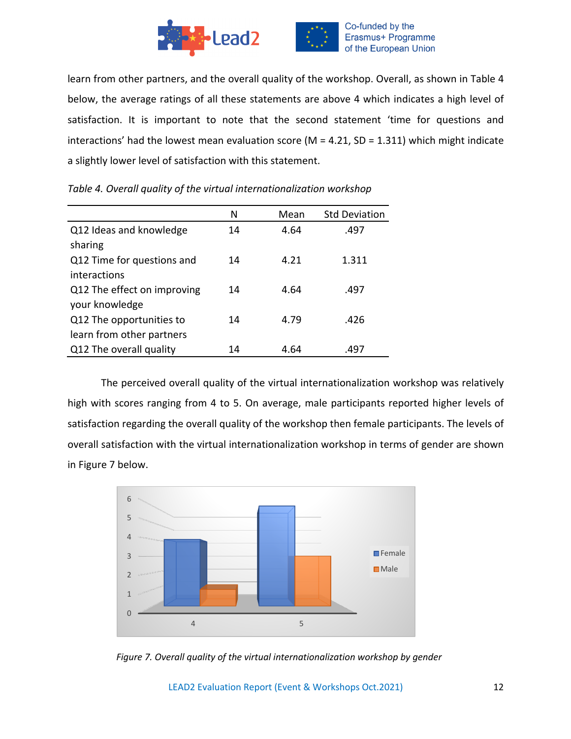learn from other partners, and the overall quality of the workshop. Overall, as shown in Table 4 below, the average ratings of all these statements are above 4 which indicates a high level of satisfaction. It is important to note that the second statement 'time for questions and interactions' had the lowest mean evaluation score (M = 4.21, SD = 1.311) which might indicate a slightly lower level of satisfaction with this statement.

*Table 4. Overall quality of the virtual internationalization workshop*

| | N | Mean | Std Deviation |
|---|---|---|---|
| Q12 Ideas and knowledge sharing | 14 | 4.64 | .497 |
| Q12 Time for questions and interactions | 14 | 4.21 | 1.311 |
| Q12 The effect on improving your knowledge | 14 | 4.64 | .497 |
| Q12 The opportunities to learn from other partners | 14 | 4.79 | .426 |
| Q12 The overall quality | 14 | 4.64 | .497 |

The perceived overall quality of the virtual internationalization workshop was relatively high with scores ranging from 4 to 5. On average, male participants reported higher levels of satisfaction regarding the overall quality of the workshop then female participants. The levels of overall satisfaction with the virtual internationalization workshop in terms of gender are shown in Figure 7 below.

*Figure 7. Overall quality of the virtual internationalization workshop by gender*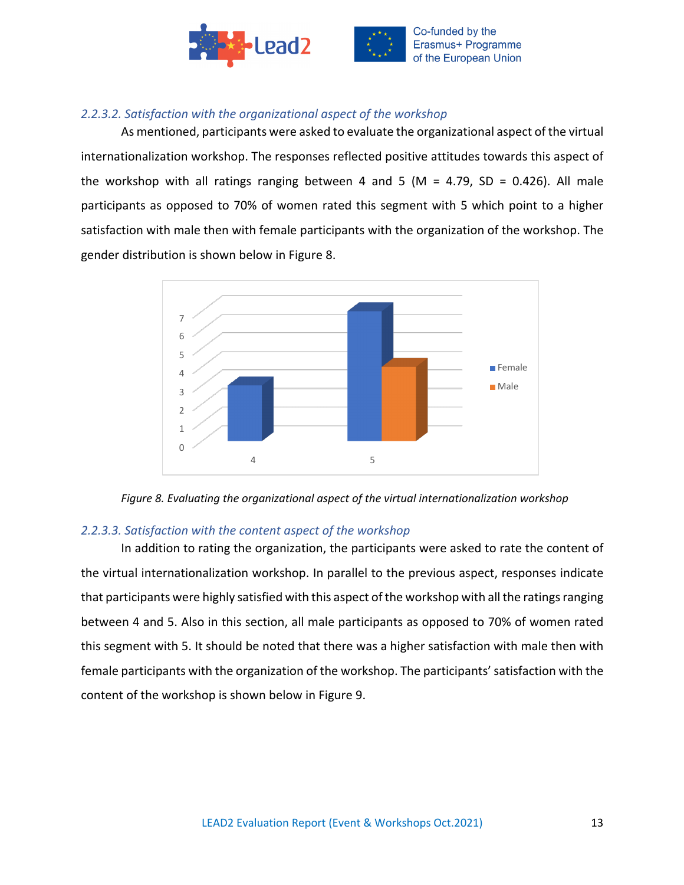### *2.2.3.2. Satisfaction with the organizational aspect of the workshop*

As mentioned, participants were asked to evaluate the organizational aspect of the virtual internationalization workshop. The responses reflected positive attitudes towards this aspect of the workshop with all ratings ranging between 4 and 5 (M = 4.79, SD = 0.426). All male participants as opposed to 70% of women rated this segment with 5 which point to a higher satisfaction with male then with female participants with the organization of the workshop. The gender distribution is shown below in Figure 8.

*Figure 8. Evaluating the organizational aspect of the virtual internationalization workshop*

### *2.2.3.3. Satisfaction with the content aspect of the workshop*

In addition to rating the organization, the participants were asked to rate the content of the virtual internationalization workshop. In parallel to the previous aspect, responses indicate that participants were highly satisfied with this aspect of the workshop with all the ratings ranging between 4 and 5. Also in this section, all male participants as opposed to 70% of women rated this segment with 5. It should be noted that there was a higher satisfaction with male then with female participants with the organization of the workshop. The participants' satisfaction with the content of the workshop is shown below in Figure 9.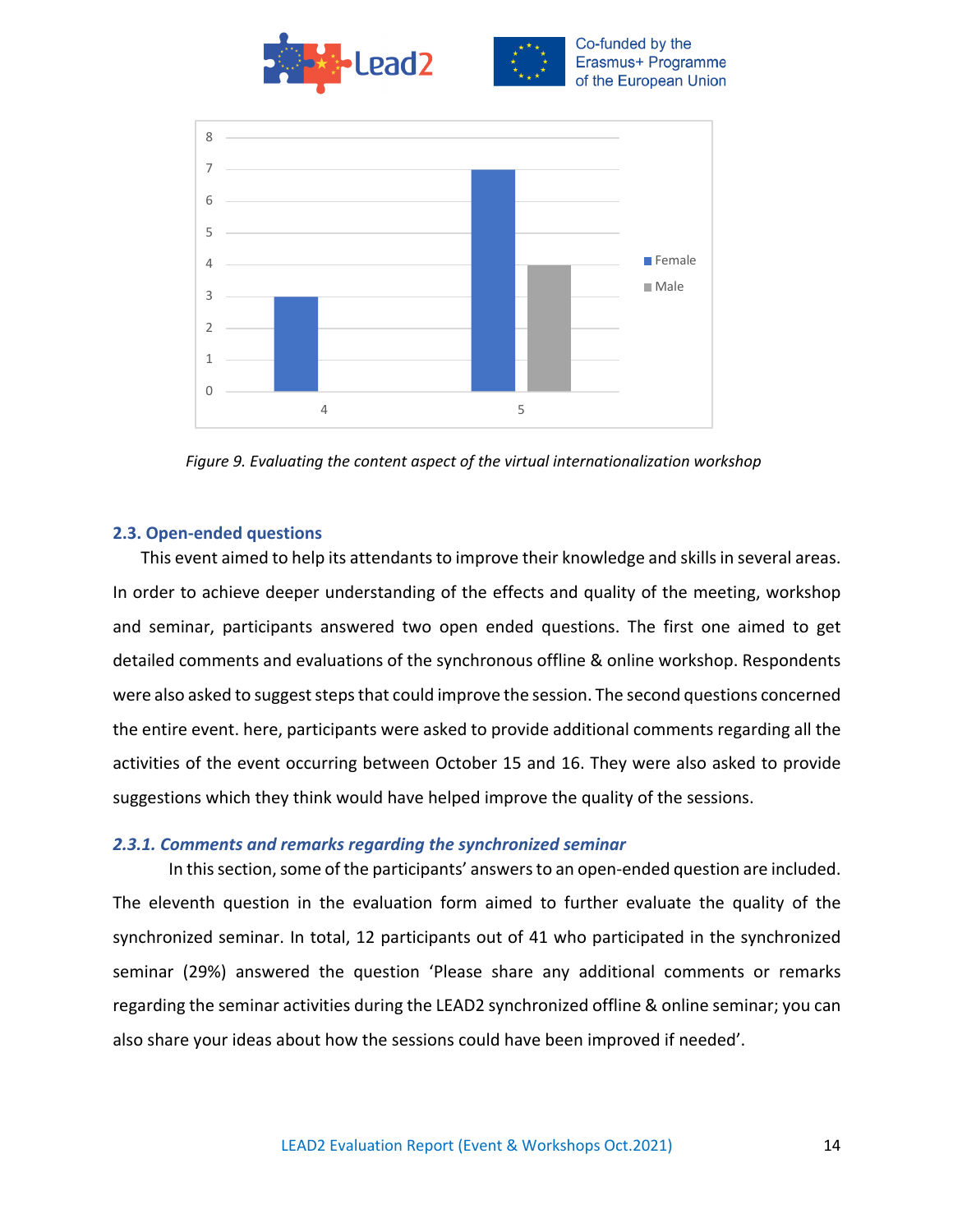Figure 9. Evaluating the content aspect of the virtual internationalization workshop

### 2.3. Open-ended questions

This event aimed to help its attendants to improve their knowledge and skills in several areas. In order to achieve deeper understanding of the effects and quality of the meeting, workshop and seminar, participants answered two open ended questions. The first one aimed to get detailed comments and evaluations of the synchronous offline & online workshop. Respondents were also asked to suggest steps that could improve the session. The second questions concerned the entire event. here, participants were asked to provide additional comments regarding all the activities of the event occurring between October 15 and 16. They were also asked to provide suggestions which they think would have helped improve the quality of the sessions.

#### *2.3.1. Comments and remarks regarding the synchronized seminar*

In this section, some of the participants' answers to an open-ended question are included. The eleventh question in the evaluation form aimed to further evaluate the quality of the synchronized seminar. In total, 12 participants out of 41 who participated in the synchronized seminar (29%) answered the question 'Please share any additional comments or remarks regarding the seminar activities during the LEAD2 synchronized offline & online seminar; you can also share your ideas about how the sessions could have been improved if needed'.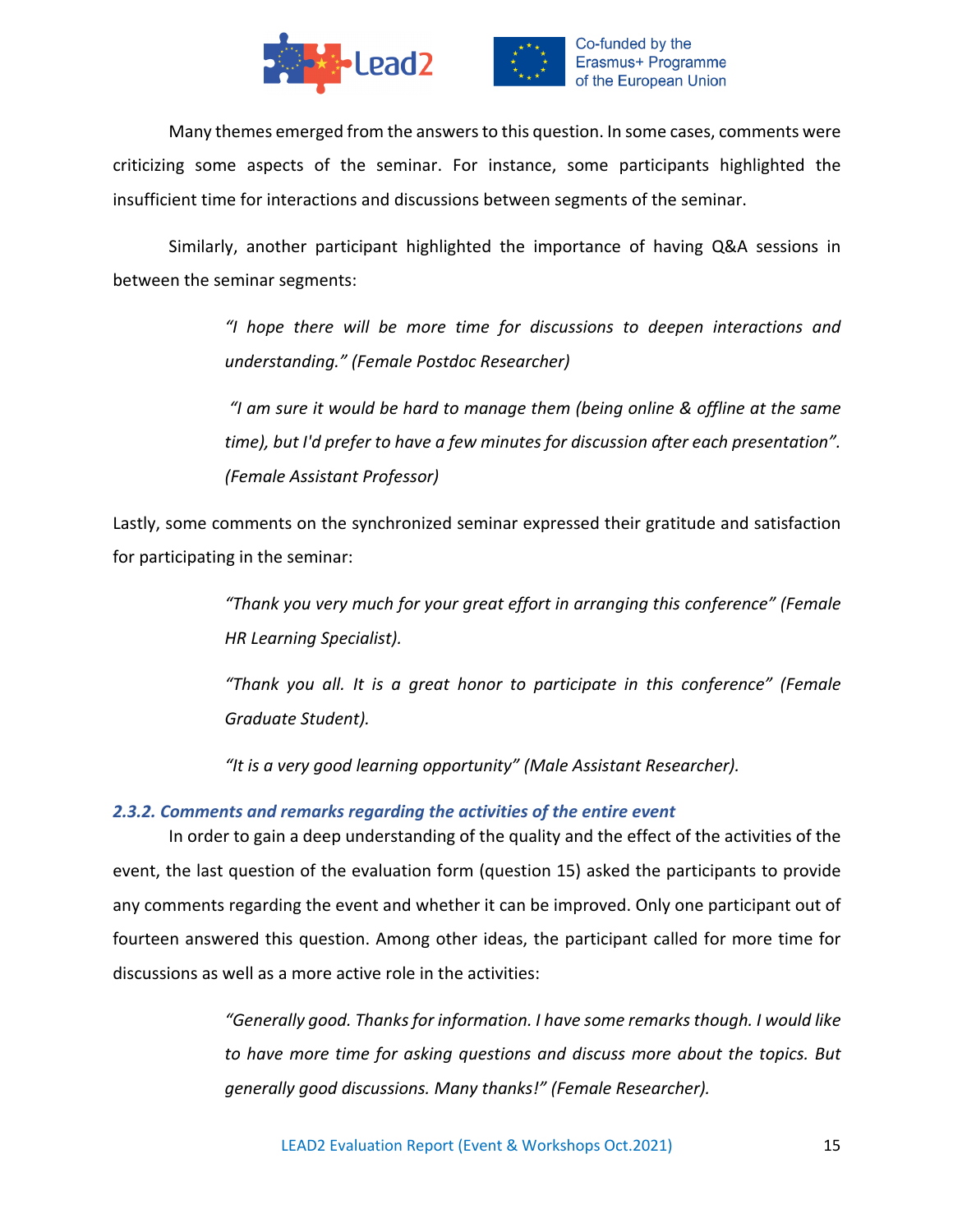Many themes emerged from the answers to this question. In some cases, comments were criticizing some aspects of the seminar. For instance, some participants highlighted the insufficient time for interactions and discussions between segments of the seminar.

Similarly, another participant highlighted the importance of having Q&A sessions in between the seminar segments:

> *"I hope there will be more time for discussions to deepen interactions and understanding." (Female Postdoc Researcher)*
>
> *"I am sure it would be hard to manage them (being online & offline at the same time), but I'd prefer to have a few minutes for discussion after each presentation". (Female Assistant Professor)*

Lastly, some comments on the synchronized seminar expressed their gratitude and satisfaction for participating in the seminar:

> *"Thank you very much for your great effort in arranging this conference" (Female HR Learning Specialist).*
>
> *"Thank you all. It is a great honor to participate in this conference" (Female Graduate Student).*
>
> *"It is a very good learning opportunity" (Male Assistant Researcher).*

### *2.3.2. Comments and remarks regarding the activities of the entire event*

In order to gain a deep understanding of the quality and the effect of the activities of the event, the last question of the evaluation form (question 15) asked the participants to provide any comments regarding the event and whether it can be improved. Only one participant out of fourteen answered this question. Among other ideas, the participant called for more time for discussions as well as a more active role in the activities:

> *"Generally good. Thanks for information. I have some remarks though. I would like to have more time for asking questions and discuss more about the topics. But generally good discussions. Many thanks!" (Female Researcher).*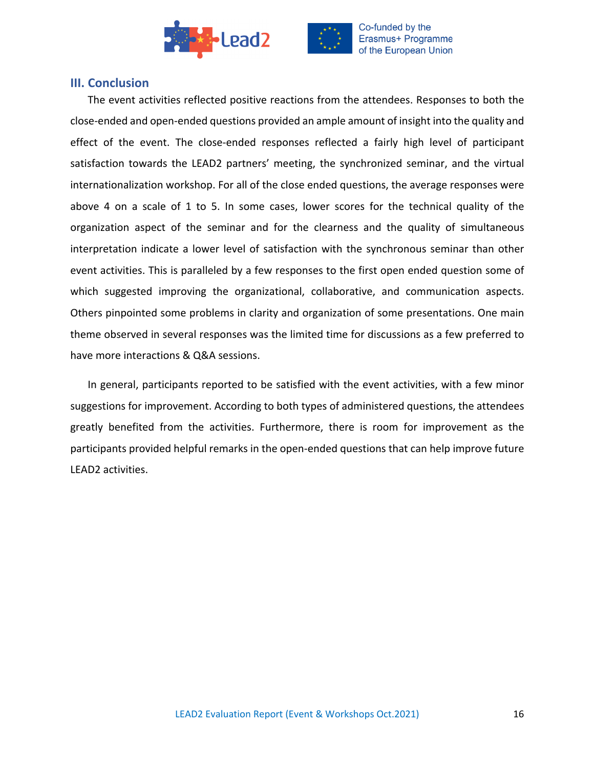## III. Conclusion

The event activities reflected positive reactions from the attendees. Responses to both the close-ended and open-ended questions provided an ample amount of insight into the quality and effect of the event. The close-ended responses reflected a fairly high level of participant satisfaction towards the LEAD2 partners' meeting, the synchronized seminar, and the virtual internationalization workshop. For all of the close ended questions, the average responses were above 4 on a scale of 1 to 5. In some cases, lower scores for the technical quality of the organization aspect of the seminar and for the clearness and the quality of simultaneous interpretation indicate a lower level of satisfaction with the synchronous seminar than other event activities. This is paralleled by a few responses to the first open ended question some of which suggested improving the organizational, collaborative, and communication aspects. Others pinpointed some problems in clarity and organization of some presentations. One main theme observed in several responses was the limited time for discussions as a few preferred to have more interactions & Q&A sessions.

In general, participants reported to be satisfied with the event activities, with a few minor suggestions for improvement. According to both types of administered questions, the attendees greatly benefited from the activities. Furthermore, there is room for improvement as the participants provided helpful remarks in the open-ended questions that can help improve future LEAD2 activities.